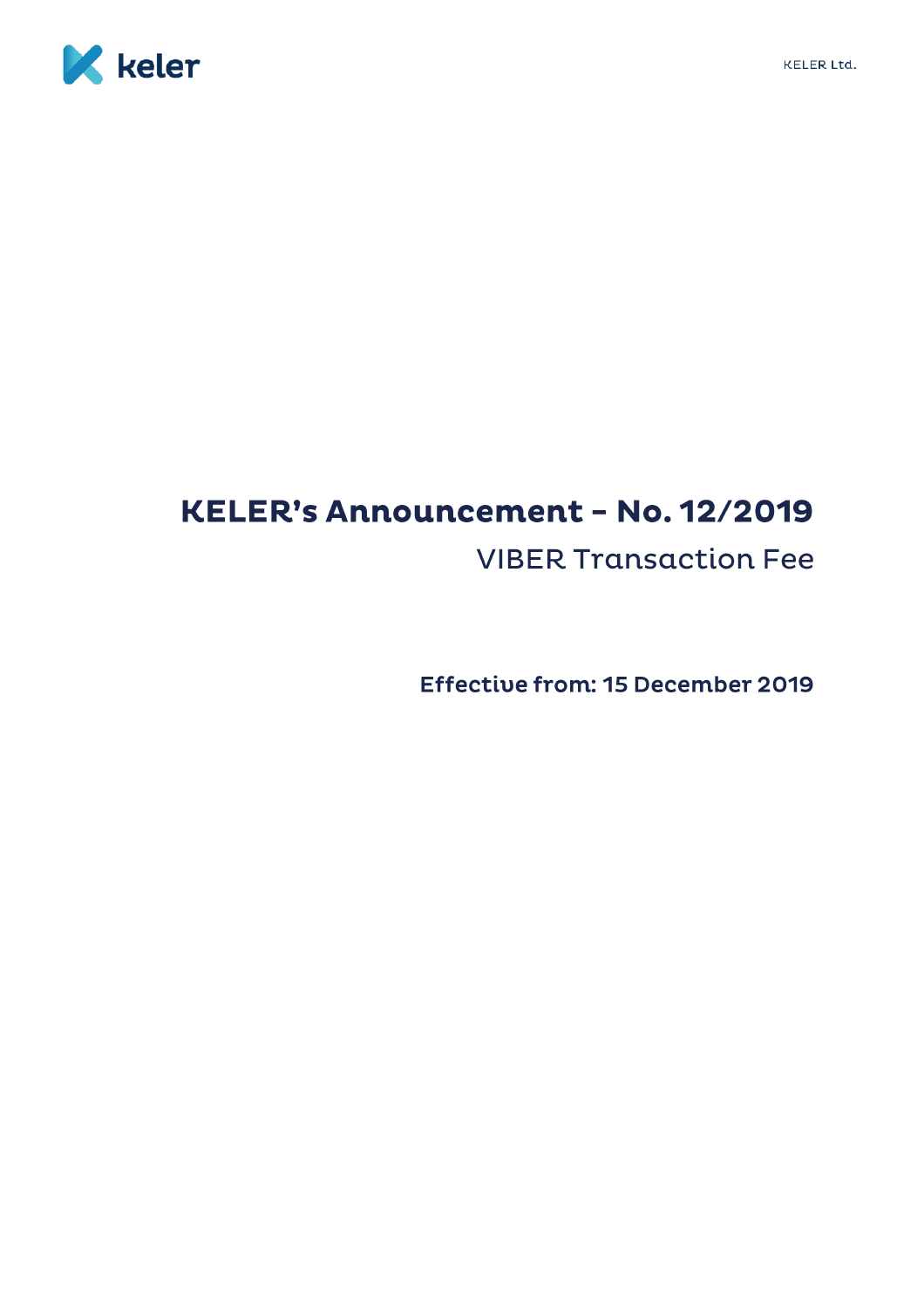# KELER's Announcement – No. 12/2019

## VIBER Transaction Fee

**Effective from: 15 December 2019**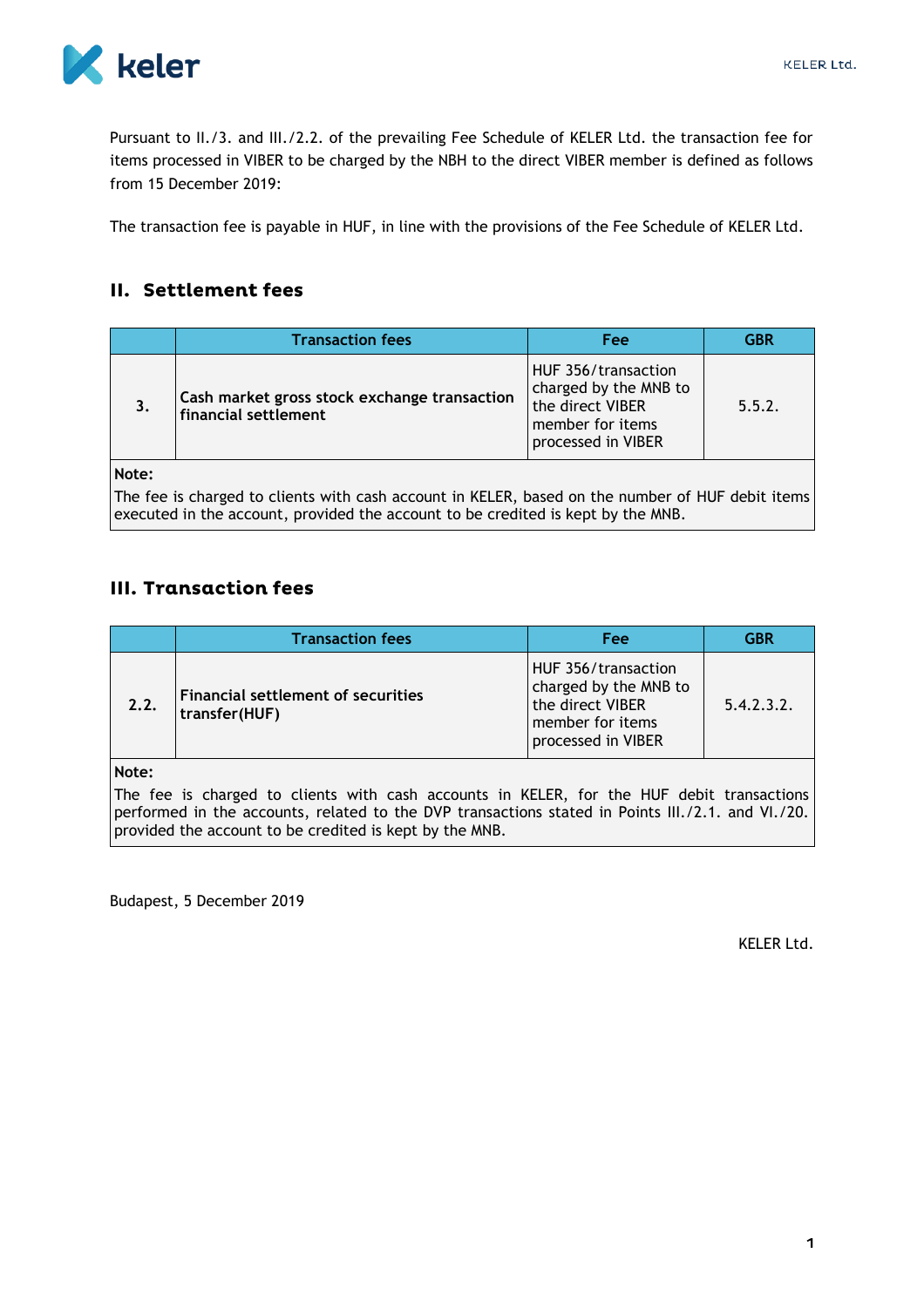Pursuant to II./3. and III./2.2. of the prevailing Fee Schedule of KELER Ltd. the transaction fee for items processed in VIBER to be charged by the NBH to the direct VIBER member is defined as follows from 15 December 2019:

The transaction fee is payable in HUF, in line with the provisions of the Fee Schedule of KELER Ltd.

## II. Settlement fees

| | Transaction fees | Fee | GBR |
|---|---|---|---|
| 3. | **Cash market gross stock exchange transaction financial settlement** | HUF 356/transaction charged by the MNB to the direct VIBER member for items processed in VIBER | 5.5.2. |
| **Note:** The fee is charged to clients with cash account in KELER, based on the number of HUF debit items executed in the account, provided the account to be credited is kept by the MNB. | | | |

## III. Transaction fees

| | Transaction fees | Fee | GBR |
|---|---|---|---|
| 2.2. | **Financial settlement of securities transfer(HUF)** | HUF 356/transaction charged by the MNB to the direct VIBER member for items processed in VIBER | 5.4.2.3.2. |
| **Note:** The fee is charged to clients with cash accounts in KELER, for the HUF debit transactions performed in the accounts, related to the DVP transactions stated in Points III./2.1. and VI./20. provided the account to be credited is kept by the MNB. | | | |

Budapest, 5 December 2019

KELER Ltd.